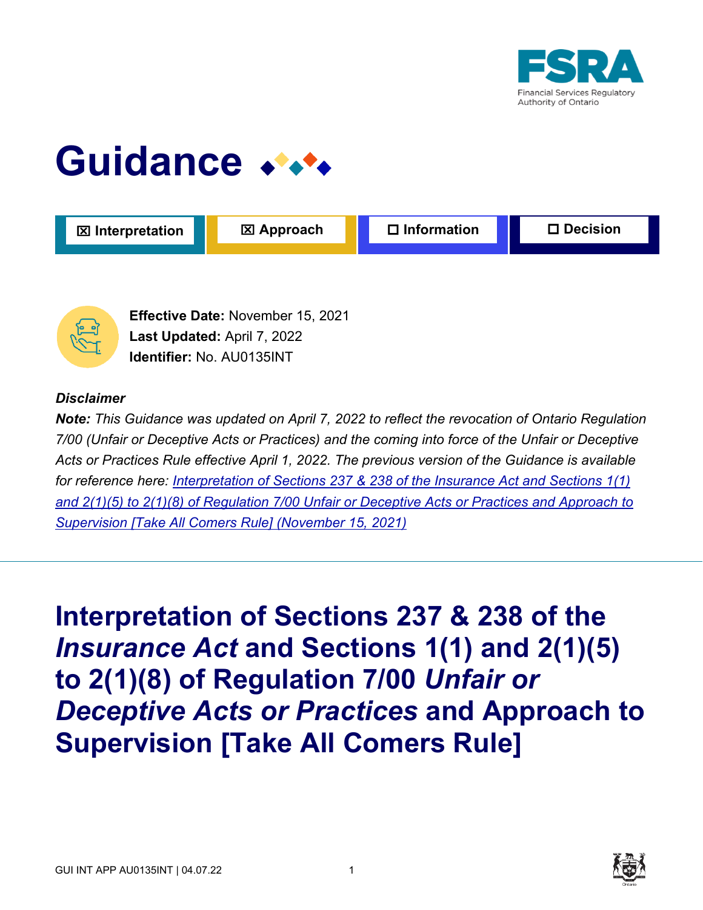FSRA

Financial Services Regulatory Authority of Ontario

# Guidance

☒ Interpretation | ☒ Approach | ☐ Information | ☐ Decision

**Effective Date:** November 15, 2021
**Last Updated:** April 7, 2022
**Identifier:** No. AU0135INT

***Disclaimer***

***Note:*** *This Guidance was updated on April 7, 2022 to reflect the revocation of Ontario Regulation 7/00 (Unfair or Deceptive Acts or Practices) and the coming into force of the Unfair or Deceptive Acts or Practices Rule effective April 1, 2022. The previous version of the Guidance is available for reference here: Interpretation of Sections 237 & 238 of the Insurance Act and Sections 1(1) and 2(1)(5) to 2(1)(8) of Regulation 7/00 Unfair or Deceptive Acts or Practices and Approach to Supervision [Take All Comers Rule] (November 15, 2021)*

---

# Interpretation of Sections 237 & 238 of the *Insurance Act* and Sections 1(1) and 2(1)(5) to 2(1)(8) of Regulation 7/00 *Unfair or Deceptive Acts or Practices* and Approach to Supervision [Take All Comers Rule]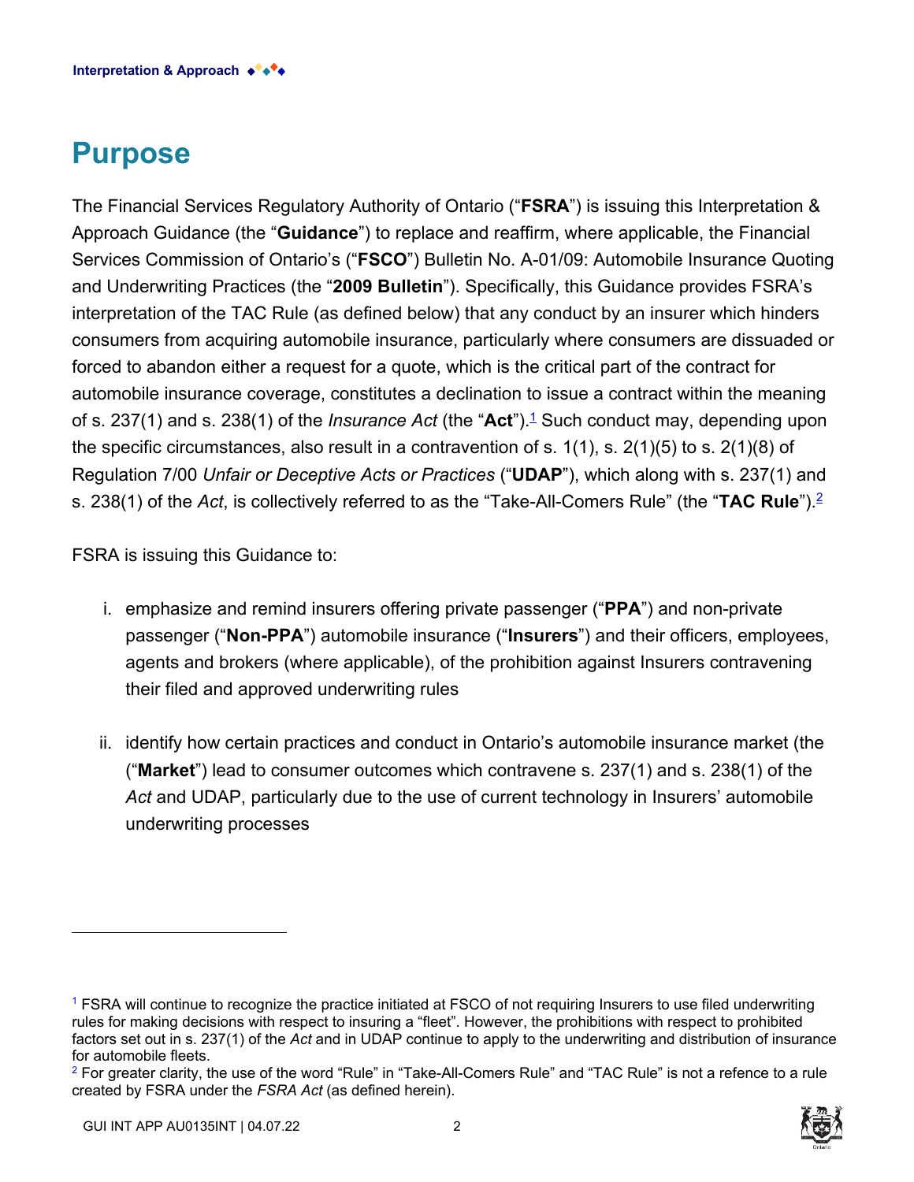# Purpose

The Financial Services Regulatory Authority of Ontario ("**FSRA**") is issuing this Interpretation & Approach Guidance (the "**Guidance**") to replace and reaffirm, where applicable, the Financial Services Commission of Ontario's ("**FSCO**") Bulletin No. A-01/09: Automobile Insurance Quoting and Underwriting Practices (the "**2009 Bulletin**"). Specifically, this Guidance provides FSRA's interpretation of the TAC Rule (as defined below) that any conduct by an insurer which hinders consumers from acquiring automobile insurance, particularly where consumers are dissuaded or forced to abandon either a request for a quote, which is the critical part of the contract for automobile insurance coverage, constitutes a declination to issue a contract within the meaning of s. 237(1) and s. 238(1) of the *Insurance Act* (the "**Act**").[1] Such conduct may, depending upon the specific circumstances, also result in a contravention of s. 1(1), s. 2(1)(5) to s. 2(1)(8) of Regulation 7/00 *Unfair or Deceptive Acts or Practices* ("**UDAP**"), which along with s. 237(1) and s. 238(1) of the *Act*, is collectively referred to as the "Take-All-Comers Rule" (the "**TAC Rule**").[2]

FSRA is issuing this Guidance to:

i. emphasize and remind insurers offering private passenger ("**PPA**") and non-private passenger ("**Non-PPA**") automobile insurance ("**Insurers**") and their officers, employees, agents and brokers (where applicable), of the prohibition against Insurers contravening their filed and approved underwriting rules

ii. identify how certain practices and conduct in Ontario's automobile insurance market (the ("**Market**") lead to consumer outcomes which contravene s. 237(1) and s. 238(1) of the *Act* and UDAP, particularly due to the use of current technology in Insurers' automobile underwriting processes

---

[1] FSRA will continue to recognize the practice initiated at FSCO of not requiring Insurers to use filed underwriting rules for making decisions with respect to insuring a "fleet". However, the prohibitions with respect to prohibited factors set out in s. 237(1) of the *Act* and in UDAP continue to apply to the underwriting and distribution of insurance for automobile fleets.

[2] For greater clarity, the use of the word "Rule" in "Take-All-Comers Rule" and "TAC Rule" is not a refence to a rule created by FSRA under the *FSRA Act* (as defined herein).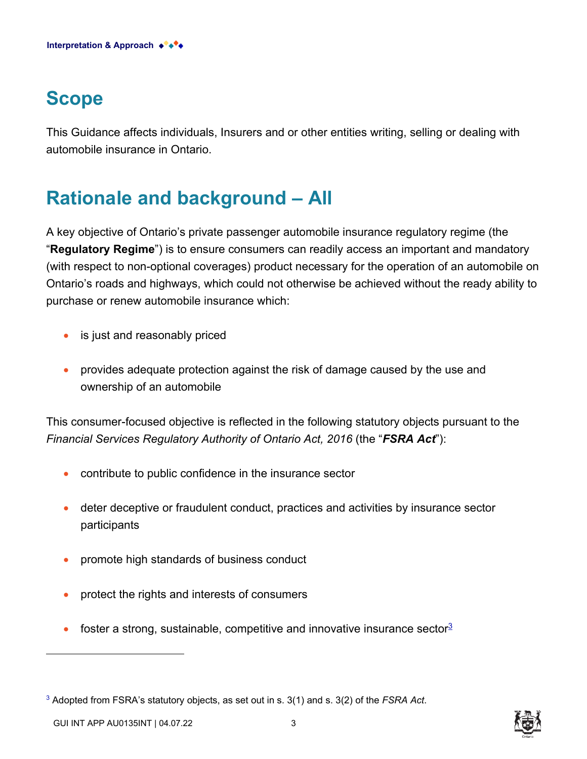## Scope

This Guidance affects individuals, Insurers and or other entities writing, selling or dealing with automobile insurance in Ontario.

## Rationale and background – All

A key objective of Ontario's private passenger automobile insurance regulatory regime (the "**Regulatory Regime**") is to ensure consumers can readily access an important and mandatory (with respect to non-optional coverages) product necessary for the operation of an automobile on Ontario's roads and highways, which could not otherwise be achieved without the ready ability to purchase or renew automobile insurance which:

- is just and reasonably priced
- provides adequate protection against the risk of damage caused by the use and ownership of an automobile

This consumer-focused objective is reflected in the following statutory objects pursuant to the *Financial Services Regulatory Authority of Ontario Act, 2016* (the "***FSRA Act***"):

- contribute to public confidence in the insurance sector
- deter deceptive or fraudulent conduct, practices and activities by insurance sector participants
- promote high standards of business conduct
- protect the rights and interests of consumers
- foster a strong, sustainable, competitive and innovative insurance sector[3]

[3] Adopted from FSRA's statutory objects, as set out in s. 3(1) and s. 3(2) of the *FSRA Act*.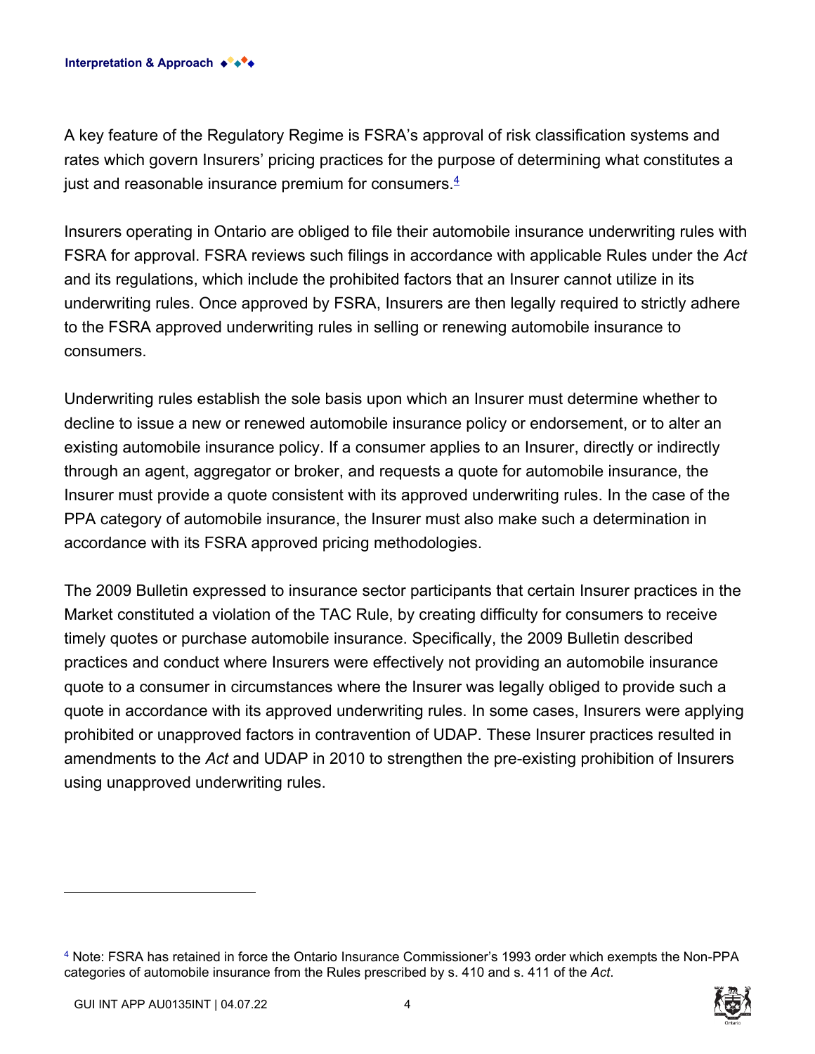A key feature of the Regulatory Regime is FSRA's approval of risk classification systems and rates which govern Insurers' pricing practices for the purpose of determining what constitutes a just and reasonable insurance premium for consumers.[4]

Insurers operating in Ontario are obliged to file their automobile insurance underwriting rules with FSRA for approval. FSRA reviews such filings in accordance with applicable Rules under the *Act* and its regulations, which include the prohibited factors that an Insurer cannot utilize in its underwriting rules. Once approved by FSRA, Insurers are then legally required to strictly adhere to the FSRA approved underwriting rules in selling or renewing automobile insurance to consumers.

Underwriting rules establish the sole basis upon which an Insurer must determine whether to decline to issue a new or renewed automobile insurance policy or endorsement, or to alter an existing automobile insurance policy. If a consumer applies to an Insurer, directly or indirectly through an agent, aggregator or broker, and requests a quote for automobile insurance, the Insurer must provide a quote consistent with its approved underwriting rules. In the case of the PPA category of automobile insurance, the Insurer must also make such a determination in accordance with its FSRA approved pricing methodologies.

The 2009 Bulletin expressed to insurance sector participants that certain Insurer practices in the Market constituted a violation of the TAC Rule, by creating difficulty for consumers to receive timely quotes or purchase automobile insurance. Specifically, the 2009 Bulletin described practices and conduct where Insurers were effectively not providing an automobile insurance quote to a consumer in circumstances where the Insurer was legally obliged to provide such a quote in accordance with its approved underwriting rules. In some cases, Insurers were applying prohibited or unapproved factors in contravention of UDAP. These Insurer practices resulted in amendments to the *Act* and UDAP in 2010 to strengthen the pre-existing prohibition of Insurers using unapproved underwriting rules.

---

[4] Note: FSRA has retained in force the Ontario Insurance Commissioner's 1993 order which exempts the Non-PPA categories of automobile insurance from the Rules prescribed by s. 410 and s. 411 of the *Act*.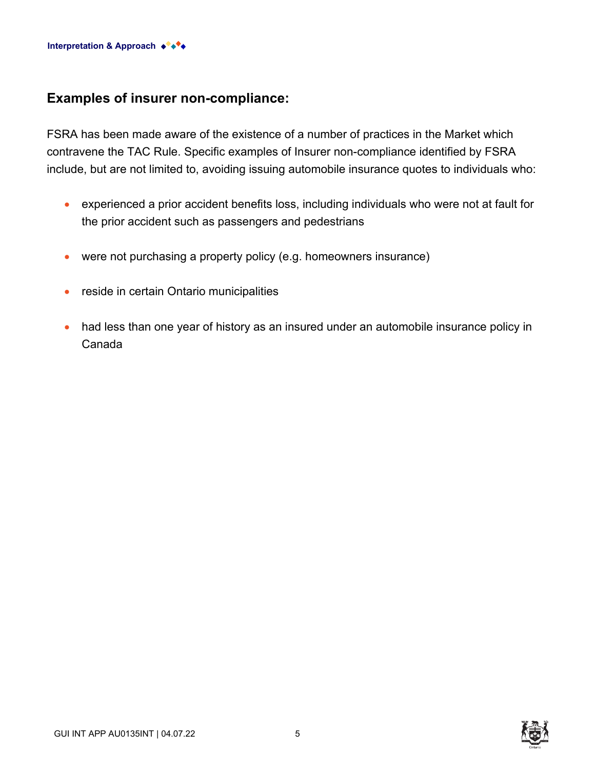## Examples of insurer non-compliance:

FSRA has been made aware of the existence of a number of practices in the Market which contravene the TAC Rule. Specific examples of Insurer non-compliance identified by FSRA include, but are not limited to, avoiding issuing automobile insurance quotes to individuals who:

- experienced a prior accident benefits loss, including individuals who were not at fault for the prior accident such as passengers and pedestrians
- were not purchasing a property policy (e.g. homeowners insurance)
- reside in certain Ontario municipalities
- had less than one year of history as an insured under an automobile insurance policy in Canada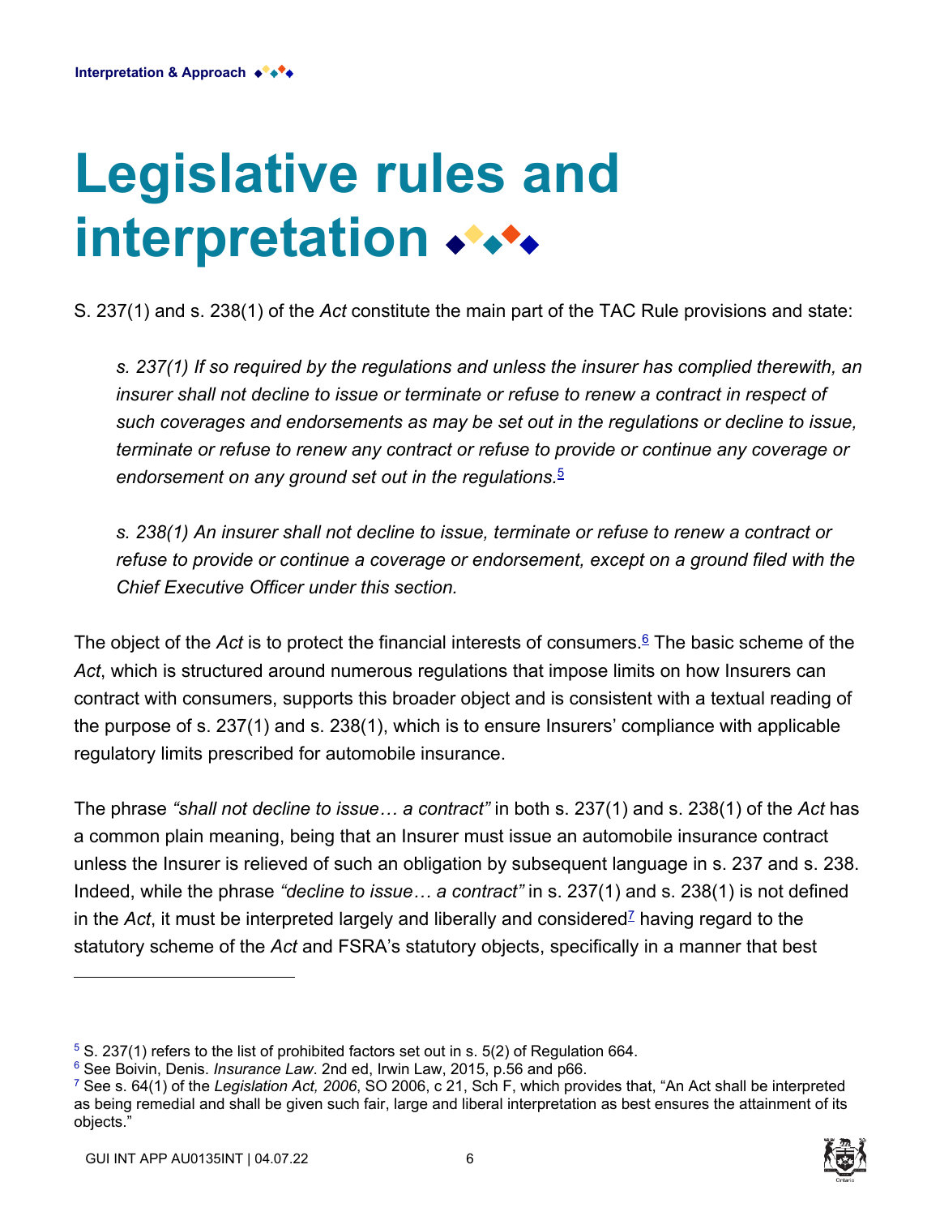# Legislative rules and interpretation

S. 237(1) and s. 238(1) of the *Act* constitute the main part of the TAC Rule provisions and state:

> *s. 237(1) If so required by the regulations and unless the insurer has complied therewith, an insurer shall not decline to issue or terminate or refuse to renew a contract in respect of such coverages and endorsements as may be set out in the regulations or decline to issue, terminate or refuse to renew any contract or refuse to provide or continue any coverage or endorsement on any ground set out in the regulations.*[5]
>
> *s. 238(1) An insurer shall not decline to issue, terminate or refuse to renew a contract or refuse to provide or continue a coverage or endorsement, except on a ground filed with the Chief Executive Officer under this section.*

The object of the *Act* is to protect the financial interests of consumers.[6] The basic scheme of the *Act*, which is structured around numerous regulations that impose limits on how Insurers can contract with consumers, supports this broader object and is consistent with a textual reading of the purpose of s. 237(1) and s. 238(1), which is to ensure Insurers' compliance with applicable regulatory limits prescribed for automobile insurance.

The phrase *"shall not decline to issue… a contract"* in both s. 237(1) and s. 238(1) of the *Act* has a common plain meaning, being that an Insurer must issue an automobile insurance contract unless the Insurer is relieved of such an obligation by subsequent language in s. 237 and s. 238. Indeed, while the phrase *"decline to issue… a contract"* in s. 237(1) and s. 238(1) is not defined in the *Act*, it must be interpreted largely and liberally and considered[7] having regard to the statutory scheme of the *Act* and FSRA's statutory objects, specifically in a manner that best

---

[5] S. 237(1) refers to the list of prohibited factors set out in s. 5(2) of Regulation 664.

[6] See Boivin, Denis. *Insurance Law*. 2nd ed, Irwin Law, 2015, p.56 and p66.

[7] See s. 64(1) of the *Legislation Act, 2006*, SO 2006, c 21, Sch F, which provides that, "An Act shall be interpreted as being remedial and shall be given such fair, large and liberal interpretation as best ensures the attainment of its objects."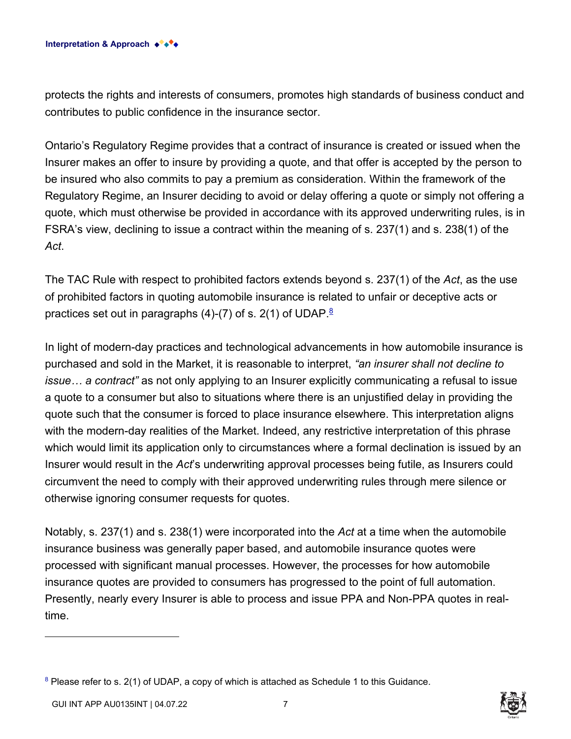protects the rights and interests of consumers, promotes high standards of business conduct and contributes to public confidence in the insurance sector.

Ontario's Regulatory Regime provides that a contract of insurance is created or issued when the Insurer makes an offer to insure by providing a quote, and that offer is accepted by the person to be insured who also commits to pay a premium as consideration. Within the framework of the Regulatory Regime, an Insurer deciding to avoid or delay offering a quote or simply not offering a quote, which must otherwise be provided in accordance with its approved underwriting rules, is in FSRA's view, declining to issue a contract within the meaning of s. 237(1) and s. 238(1) of the *Act*.

The TAC Rule with respect to prohibited factors extends beyond s. 237(1) of the *Act*, as the use of prohibited factors in quoting automobile insurance is related to unfair or deceptive acts or practices set out in paragraphs (4)-(7) of s. 2(1) of UDAP.[8]

In light of modern-day practices and technological advancements in how automobile insurance is purchased and sold in the Market, it is reasonable to interpret, *"an insurer shall not decline to issue… a contract"* as not only applying to an Insurer explicitly communicating a refusal to issue a quote to a consumer but also to situations where there is an unjustified delay in providing the quote such that the consumer is forced to place insurance elsewhere. This interpretation aligns with the modern-day realities of the Market. Indeed, any restrictive interpretation of this phrase which would limit its application only to circumstances where a formal declination is issued by an Insurer would result in the *Act*'s underwriting approval processes being futile, as Insurers could circumvent the need to comply with their approved underwriting rules through mere silence or otherwise ignoring consumer requests for quotes.

Notably, s. 237(1) and s. 238(1) were incorporated into the *Act* at a time when the automobile insurance business was generally paper based, and automobile insurance quotes were processed with significant manual processes. However, the processes for how automobile insurance quotes are provided to consumers has progressed to the point of full automation. Presently, nearly every Insurer is able to process and issue PPA and Non-PPA quotes in real-time.

---

[8] Please refer to s. 2(1) of UDAP, a copy of which is attached as Schedule 1 to this Guidance.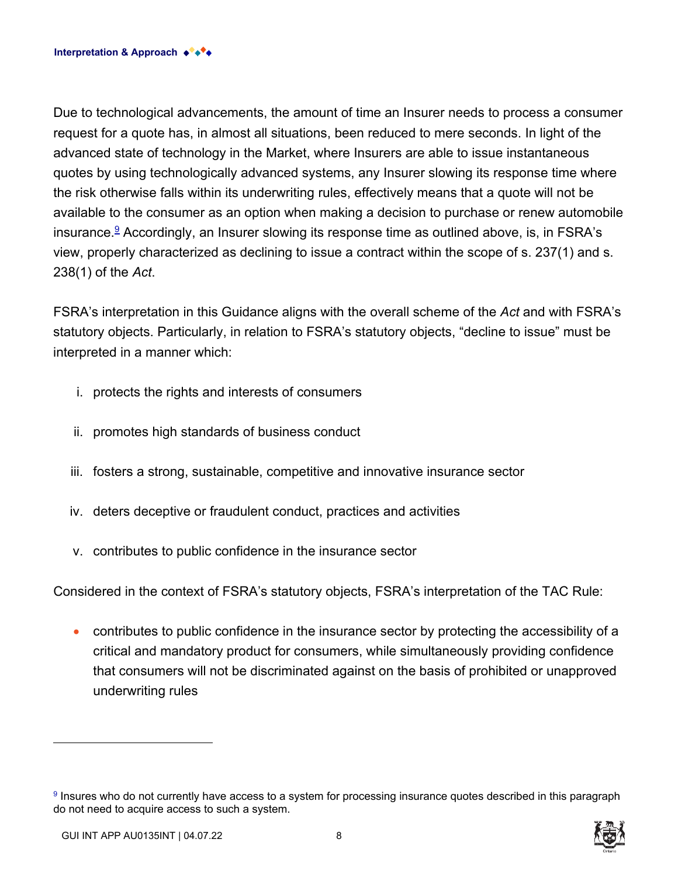Due to technological advancements, the amount of time an Insurer needs to process a consumer request for a quote has, in almost all situations, been reduced to mere seconds. In light of the advanced state of technology in the Market, where Insurers are able to issue instantaneous quotes by using technologically advanced systems, any Insurer slowing its response time where the risk otherwise falls within its underwriting rules, effectively means that a quote will not be available to the consumer as an option when making a decision to purchase or renew automobile insurance.[9] Accordingly, an Insurer slowing its response time as outlined above, is, in FSRA's view, properly characterized as declining to issue a contract within the scope of s. 237(1) and s. 238(1) of the *Act*.

FSRA's interpretation in this Guidance aligns with the overall scheme of the *Act* and with FSRA's statutory objects. Particularly, in relation to FSRA's statutory objects, "decline to issue" must be interpreted in a manner which:

i. protects the rights and interests of consumers
ii. promotes high standards of business conduct
iii. fosters a strong, sustainable, competitive and innovative insurance sector
iv. deters deceptive or fraudulent conduct, practices and activities
v. contributes to public confidence in the insurance sector

Considered in the context of FSRA's statutory objects, FSRA's interpretation of the TAC Rule:

- contributes to public confidence in the insurance sector by protecting the accessibility of a critical and mandatory product for consumers, while simultaneously providing confidence that consumers will not be discriminated against on the basis of prohibited or unapproved underwriting rules

[9] Insures who do not currently have access to a system for processing insurance quotes described in this paragraph do not need to acquire access to such a system.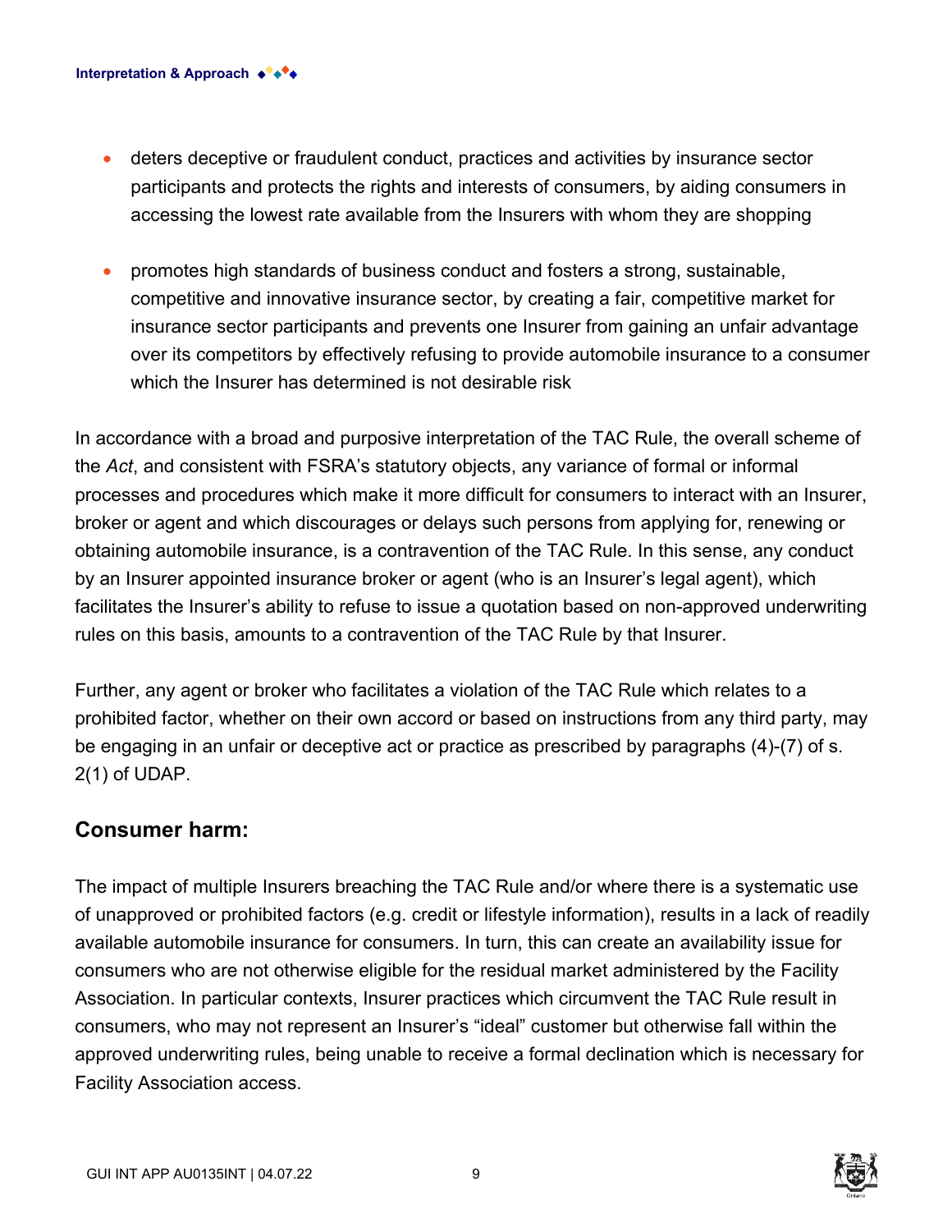- deters deceptive or fraudulent conduct, practices and activities by insurance sector participants and protects the rights and interests of consumers, by aiding consumers in accessing the lowest rate available from the Insurers with whom they are shopping

- promotes high standards of business conduct and fosters a strong, sustainable, competitive and innovative insurance sector, by creating a fair, competitive market for insurance sector participants and prevents one Insurer from gaining an unfair advantage over its competitors by effectively refusing to provide automobile insurance to a consumer which the Insurer has determined is not desirable risk

In accordance with a broad and purposive interpretation of the TAC Rule, the overall scheme of the *Act*, and consistent with FSRA's statutory objects, any variance of formal or informal processes and procedures which make it more difficult for consumers to interact with an Insurer, broker or agent and which discourages or delays such persons from applying for, renewing or obtaining automobile insurance, is a contravention of the TAC Rule. In this sense, any conduct by an Insurer appointed insurance broker or agent (who is an Insurer's legal agent), which facilitates the Insurer's ability to refuse to issue a quotation based on non-approved underwriting rules on this basis, amounts to a contravention of the TAC Rule by that Insurer.

Further, any agent or broker who facilitates a violation of the TAC Rule which relates to a prohibited factor, whether on their own accord or based on instructions from any third party, may be engaging in an unfair or deceptive act or practice as prescribed by paragraphs (4)-(7) of s. 2(1) of UDAP.

## Consumer harm:

The impact of multiple Insurers breaching the TAC Rule and/or where there is a systematic use of unapproved or prohibited factors (e.g. credit or lifestyle information), results in a lack of readily available automobile insurance for consumers. In turn, this can create an availability issue for consumers who are not otherwise eligible for the residual market administered by the Facility Association. In particular contexts, Insurer practices which circumvent the TAC Rule result in consumers, who may not represent an Insurer's "ideal" customer but otherwise fall within the approved underwriting rules, being unable to receive a formal declination which is necessary for Facility Association access.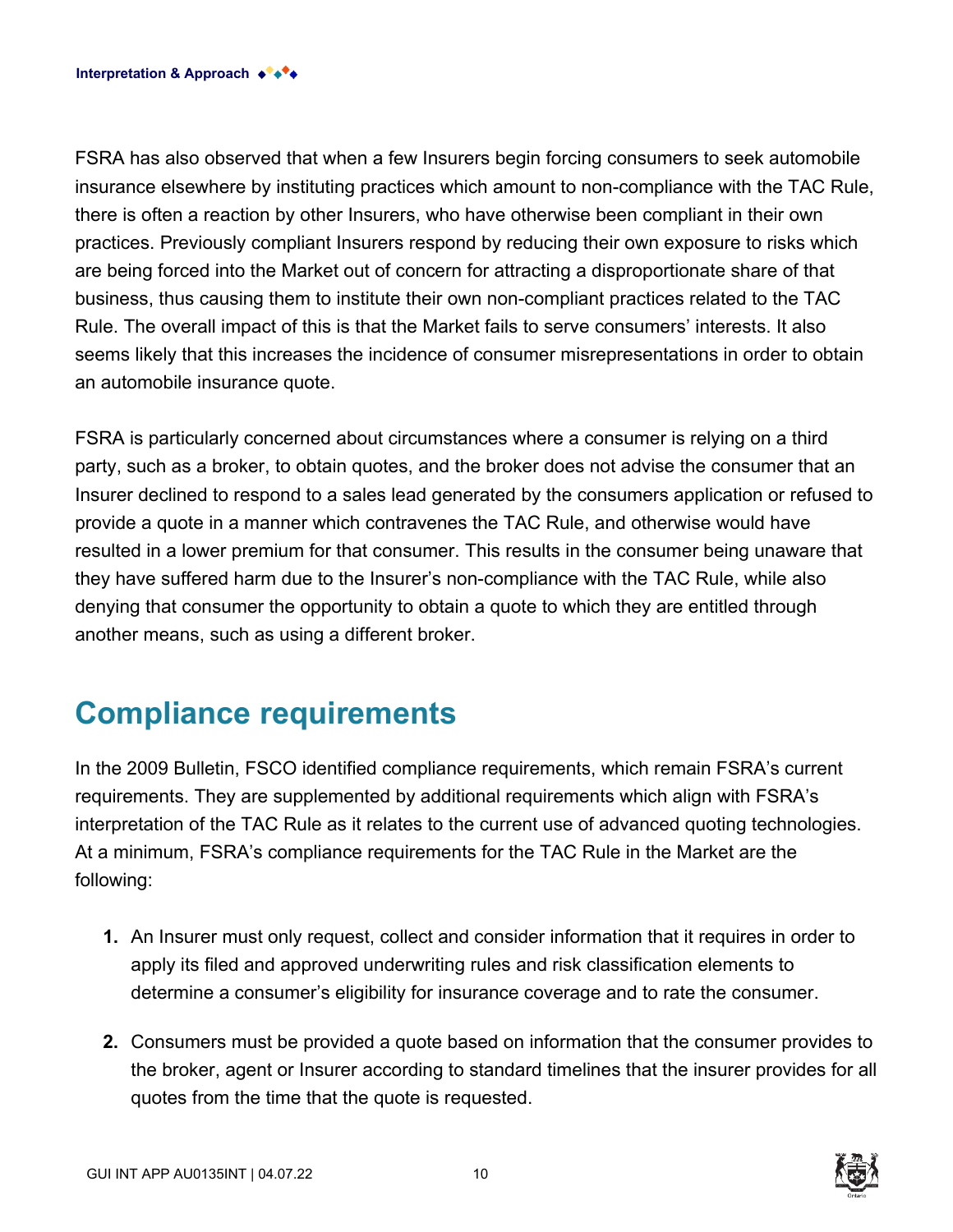FSRA has also observed that when a few Insurers begin forcing consumers to seek automobile insurance elsewhere by instituting practices which amount to non-compliance with the TAC Rule, there is often a reaction by other Insurers, who have otherwise been compliant in their own practices. Previously compliant Insurers respond by reducing their own exposure to risks which are being forced into the Market out of concern for attracting a disproportionate share of that business, thus causing them to institute their own non-compliant practices related to the TAC Rule. The overall impact of this is that the Market fails to serve consumers' interests. It also seems likely that this increases the incidence of consumer misrepresentations in order to obtain an automobile insurance quote.

FSRA is particularly concerned about circumstances where a consumer is relying on a third party, such as a broker, to obtain quotes, and the broker does not advise the consumer that an Insurer declined to respond to a sales lead generated by the consumers application or refused to provide a quote in a manner which contravenes the TAC Rule, and otherwise would have resulted in a lower premium for that consumer. This results in the consumer being unaware that they have suffered harm due to the Insurer's non-compliance with the TAC Rule, while also denying that consumer the opportunity to obtain a quote to which they are entitled through another means, such as using a different broker.

## Compliance requirements

In the 2009 Bulletin, FSCO identified compliance requirements, which remain FSRA's current requirements. They are supplemented by additional requirements which align with FSRA's interpretation of the TAC Rule as it relates to the current use of advanced quoting technologies. At a minimum, FSRA's compliance requirements for the TAC Rule in the Market are the following:

1. An Insurer must only request, collect and consider information that it requires in order to apply its filed and approved underwriting rules and risk classification elements to determine a consumer's eligibility for insurance coverage and to rate the consumer.
2. Consumers must be provided a quote based on information that the consumer provides to the broker, agent or Insurer according to standard timelines that the insurer provides for all quotes from the time that the quote is requested.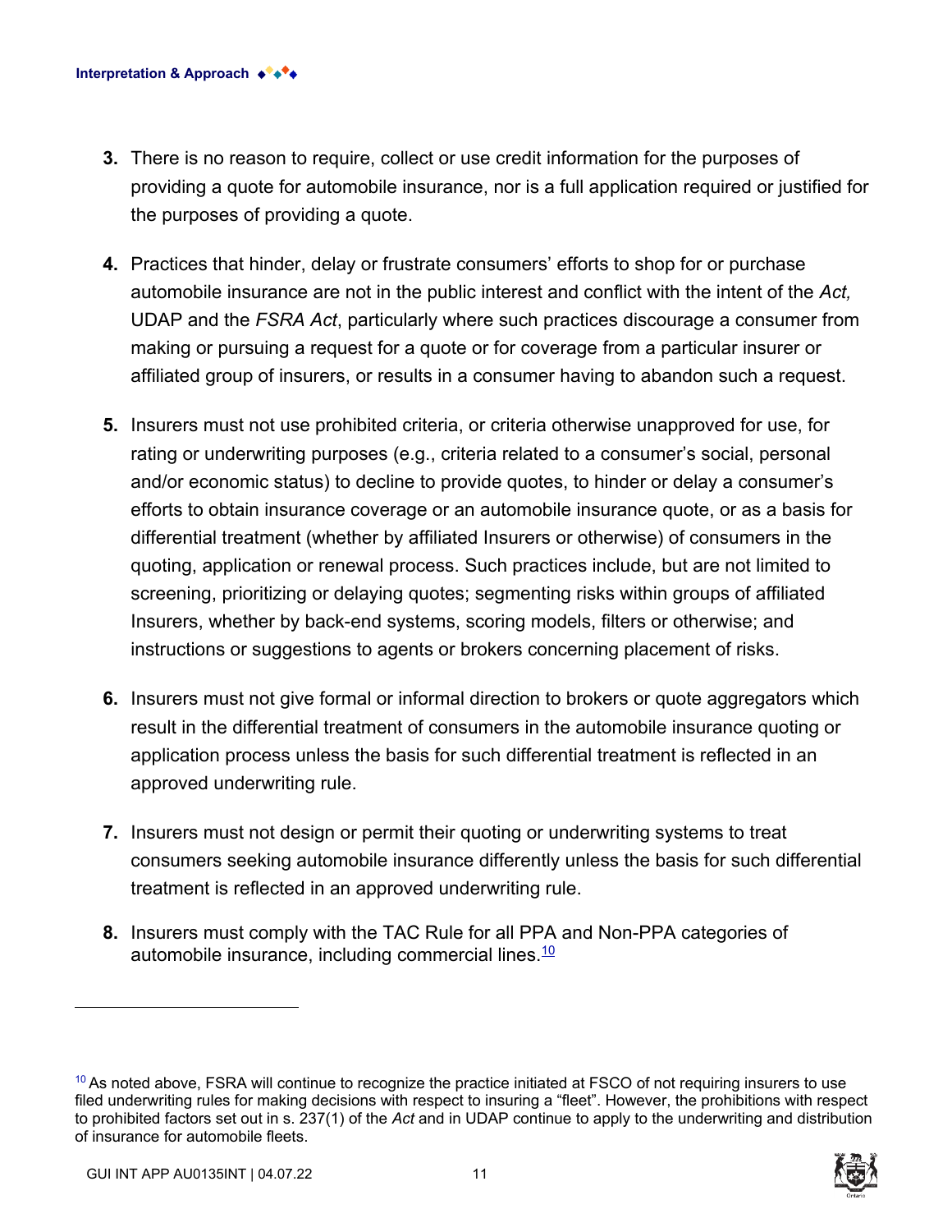3. There is no reason to require, collect or use credit information for the purposes of providing a quote for automobile insurance, nor is a full application required or justified for the purposes of providing a quote.

4. Practices that hinder, delay or frustrate consumers' efforts to shop for or purchase automobile insurance are not in the public interest and conflict with the intent of the *Act,* UDAP and the *FSRA Act*, particularly where such practices discourage a consumer from making or pursuing a request for a quote or for coverage from a particular insurer or affiliated group of insurers, or results in a consumer having to abandon such a request.

5. Insurers must not use prohibited criteria, or criteria otherwise unapproved for use, for rating or underwriting purposes (e.g., criteria related to a consumer's social, personal and/or economic status) to decline to provide quotes, to hinder or delay a consumer's efforts to obtain insurance coverage or an automobile insurance quote, or as a basis for differential treatment (whether by affiliated Insurers or otherwise) of consumers in the quoting, application or renewal process. Such practices include, but are not limited to screening, prioritizing or delaying quotes; segmenting risks within groups of affiliated Insurers, whether by back-end systems, scoring models, filters or otherwise; and instructions or suggestions to agents or brokers concerning placement of risks.

6. Insurers must not give formal or informal direction to brokers or quote aggregators which result in the differential treatment of consumers in the automobile insurance quoting or application process unless the basis for such differential treatment is reflected in an approved underwriting rule.

7. Insurers must not design or permit their quoting or underwriting systems to treat consumers seeking automobile insurance differently unless the basis for such differential treatment is reflected in an approved underwriting rule.

8. Insurers must comply with the TAC Rule for all PPA and Non-PPA categories of automobile insurance, including commercial lines.[10]

---

[10] As noted above, FSRA will continue to recognize the practice initiated at FSCO of not requiring insurers to use filed underwriting rules for making decisions with respect to insuring a "fleet". However, the prohibitions with respect to prohibited factors set out in s. 237(1) of the *Act* and in UDAP continue to apply to the underwriting and distribution of insurance for automobile fleets.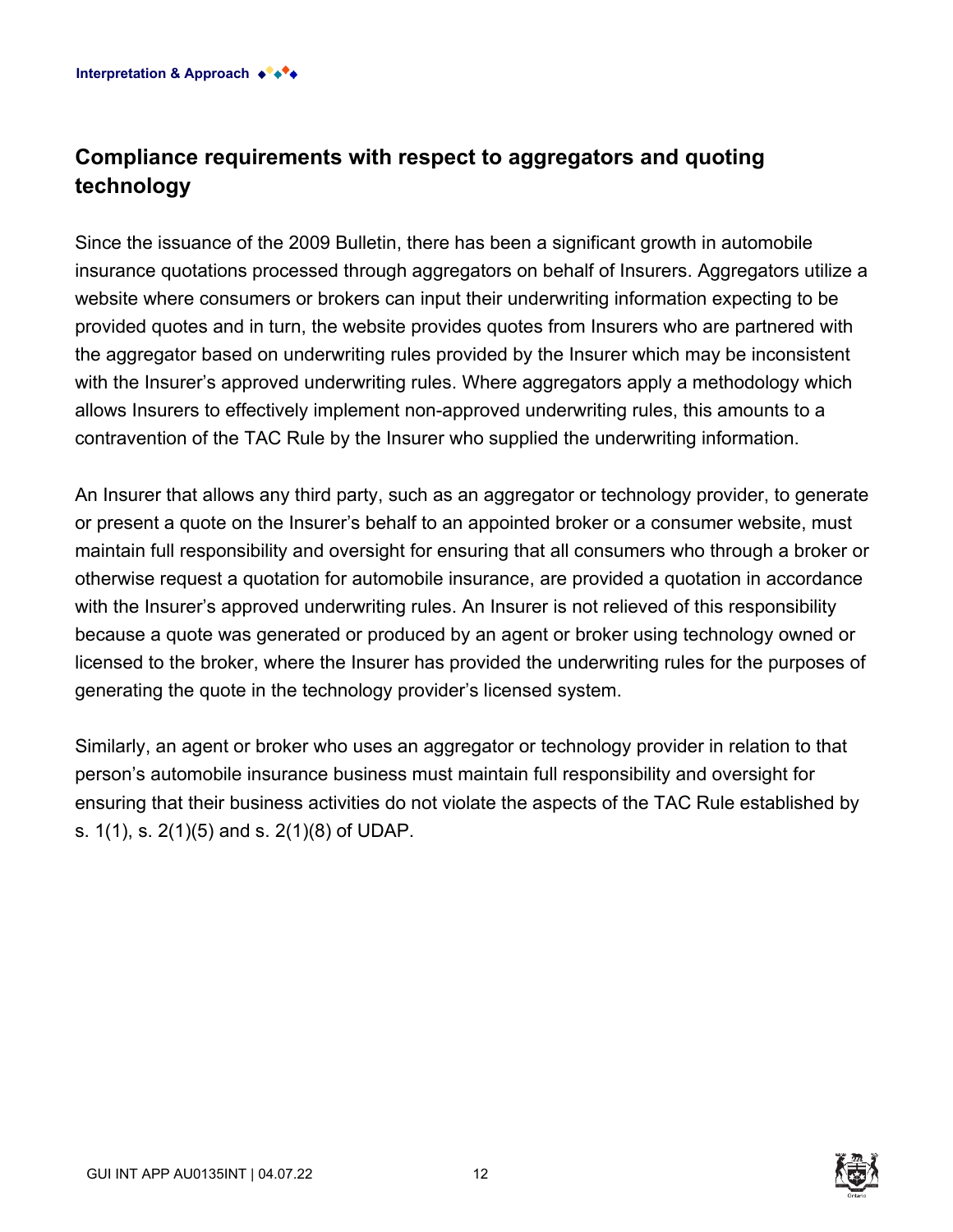## Compliance requirements with respect to aggregators and quoting technology

Since the issuance of the 2009 Bulletin, there has been a significant growth in automobile insurance quotations processed through aggregators on behalf of Insurers. Aggregators utilize a website where consumers or brokers can input their underwriting information expecting to be provided quotes and in turn, the website provides quotes from Insurers who are partnered with the aggregator based on underwriting rules provided by the Insurer which may be inconsistent with the Insurer's approved underwriting rules. Where aggregators apply a methodology which allows Insurers to effectively implement non-approved underwriting rules, this amounts to a contravention of the TAC Rule by the Insurer who supplied the underwriting information.

An Insurer that allows any third party, such as an aggregator or technology provider, to generate or present a quote on the Insurer's behalf to an appointed broker or a consumer website, must maintain full responsibility and oversight for ensuring that all consumers who through a broker or otherwise request a quotation for automobile insurance, are provided a quotation in accordance with the Insurer's approved underwriting rules. An Insurer is not relieved of this responsibility because a quote was generated or produced by an agent or broker using technology owned or licensed to the broker, where the Insurer has provided the underwriting rules for the purposes of generating the quote in the technology provider's licensed system.

Similarly, an agent or broker who uses an aggregator or technology provider in relation to that person's automobile insurance business must maintain full responsibility and oversight for ensuring that their business activities do not violate the aspects of the TAC Rule established by s. 1(1), s. 2(1)(5) and s. 2(1)(8) of UDAP.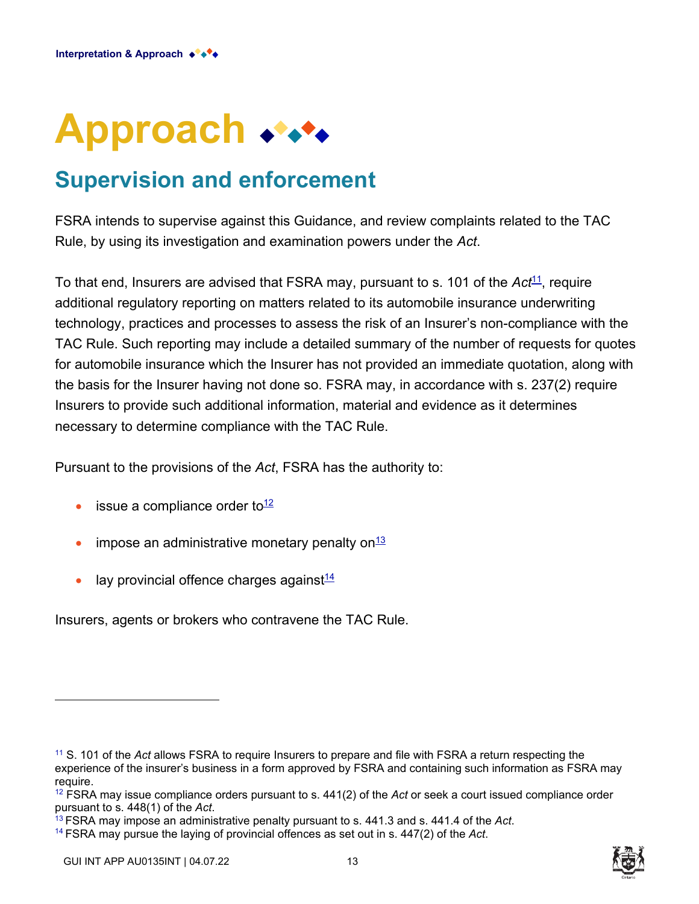# Approach

## Supervision and enforcement

FSRA intends to supervise against this Guidance, and review complaints related to the TAC Rule, by using its investigation and examination powers under the *Act*.

To that end, Insurers are advised that FSRA may, pursuant to s. 101 of the *Act*[11], require additional regulatory reporting on matters related to its automobile insurance underwriting technology, practices and processes to assess the risk of an Insurer's non-compliance with the TAC Rule. Such reporting may include a detailed summary of the number of requests for quotes for automobile insurance which the Insurer has not provided an immediate quotation, along with the basis for the Insurer having not done so. FSRA may, in accordance with s. 237(2) require Insurers to provide such additional information, material and evidence as it determines necessary to determine compliance with the TAC Rule.

Pursuant to the provisions of the *Act*, FSRA has the authority to:

- issue a compliance order to[12]
- impose an administrative monetary penalty on[13]
- lay provincial offence charges against[14]

Insurers, agents or brokers who contravene the TAC Rule.

---

[11] S. 101 of the *Act* allows FSRA to require Insurers to prepare and file with FSRA a return respecting the experience of the insurer's business in a form approved by FSRA and containing such information as FSRA may require.

[12] FSRA may issue compliance orders pursuant to s. 441(2) of the *Act* or seek a court issued compliance order pursuant to s. 448(1) of the *Act*.

[13] FSRA may impose an administrative penalty pursuant to s. 441.3 and s. 441.4 of the *Act*.

[14] FSRA may pursue the laying of provincial offences as set out in s. 447(2) of the *Act*.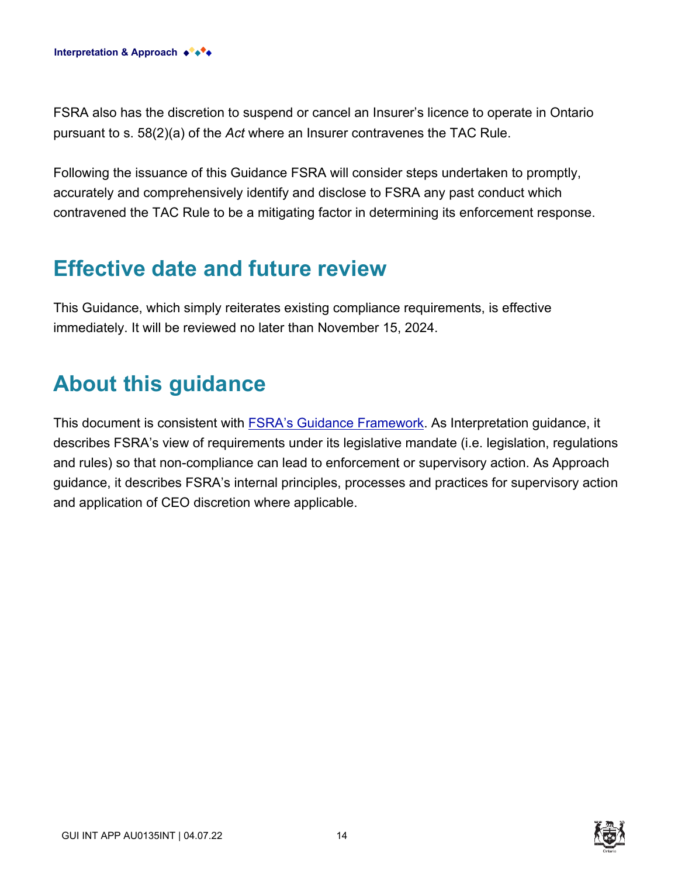FSRA also has the discretion to suspend or cancel an Insurer's licence to operate in Ontario pursuant to s. 58(2)(a) of the *Act* where an Insurer contravenes the TAC Rule.

Following the issuance of this Guidance FSRA will consider steps undertaken to promptly, accurately and comprehensively identify and disclose to FSRA any past conduct which contravened the TAC Rule to be a mitigating factor in determining its enforcement response.

## Effective date and future review

This Guidance, which simply reiterates existing compliance requirements, is effective immediately. It will be reviewed no later than November 15, 2024.

## About this guidance

This document is consistent with [FSRA's Guidance Framework](). As Interpretation guidance, it describes FSRA's view of requirements under its legislative mandate (i.e. legislation, regulations and rules) so that non-compliance can lead to enforcement or supervisory action. As Approach guidance, it describes FSRA's internal principles, processes and practices for supervisory action and application of CEO discretion where applicable.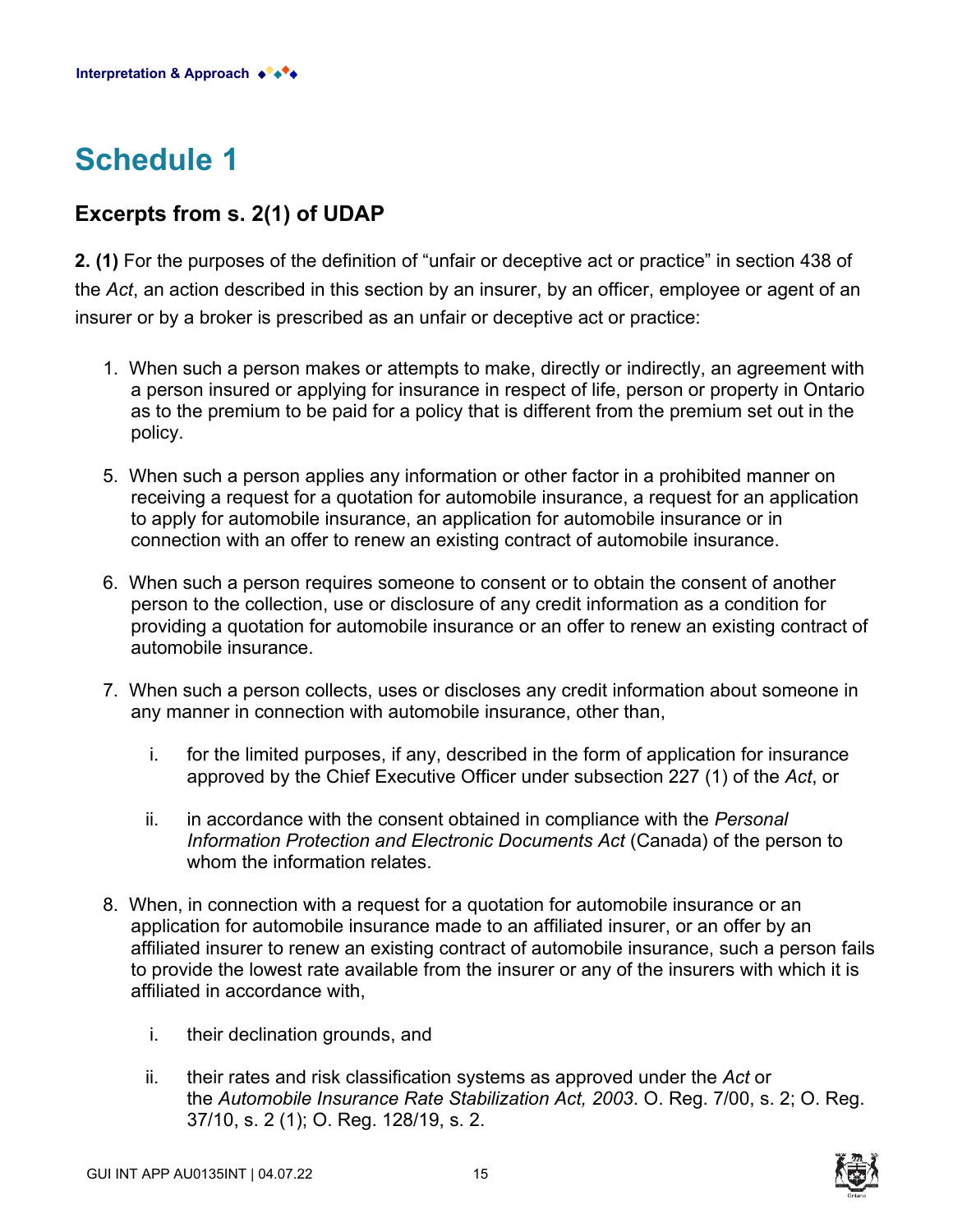# Schedule 1

## Excerpts from s. 2(1) of UDAP

**2. (1)** For the purposes of the definition of “unfair or deceptive act or practice” in section 438 of the *Act*, an action described in this section by an insurer, by an officer, employee or agent of an insurer or by a broker is prescribed as an unfair or deceptive act or practice:

1. When such a person makes or attempts to make, directly or indirectly, an agreement with a person insured or applying for insurance in respect of life, person or property in Ontario as to the premium to be paid for a policy that is different from the premium set out in the policy.

5. When such a person applies any information or other factor in a prohibited manner on receiving a request for a quotation for automobile insurance, a request for an application to apply for automobile insurance, an application for automobile insurance or in connection with an offer to renew an existing contract of automobile insurance.

6. When such a person requires someone to consent or to obtain the consent of another person to the collection, use or disclosure of any credit information as a condition for providing a quotation for automobile insurance or an offer to renew an existing contract of automobile insurance.

7. When such a person collects, uses or discloses any credit information about someone in any manner in connection with automobile insurance, other than,

   i. for the limited purposes, if any, described in the form of application for insurance approved by the Chief Executive Officer under subsection 227 (1) of the *Act*, or

   ii. in accordance with the consent obtained in compliance with the *Personal Information Protection and Electronic Documents Act* (Canada) of the person to whom the information relates.

8. When, in connection with a request for a quotation for automobile insurance or an application for automobile insurance made to an affiliated insurer, or an offer by an affiliated insurer to renew an existing contract of automobile insurance, such a person fails to provide the lowest rate available from the insurer or any of the insurers with which it is affiliated in accordance with,

   i. their declination grounds, and

   ii. their rates and risk classification systems as approved under the *Act* or the *Automobile Insurance Rate Stabilization Act, 2003*. O. Reg. 7/00, s. 2; O. Reg. 37/10, s. 2 (1); O. Reg. 128/19, s. 2.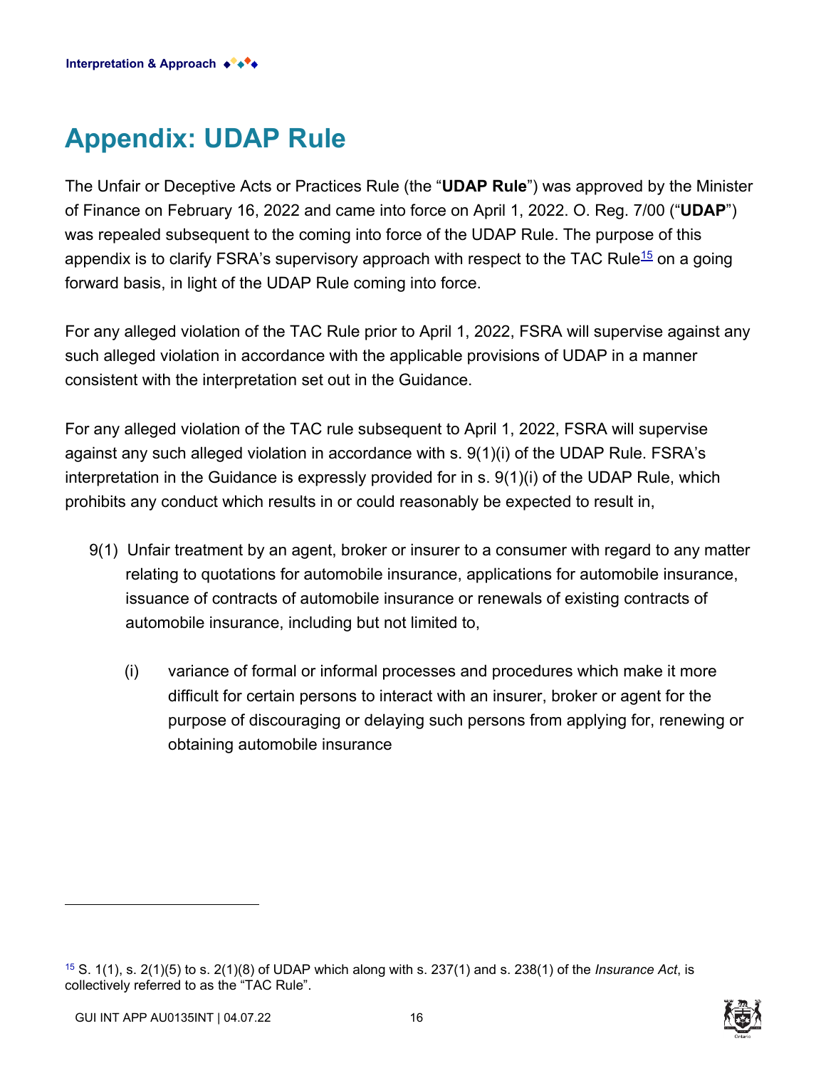# Appendix: UDAP Rule

The Unfair or Deceptive Acts or Practices Rule (the "**UDAP Rule**") was approved by the Minister of Finance on February 16, 2022 and came into force on April 1, 2022. O. Reg. 7/00 ("**UDAP**") was repealed subsequent to the coming into force of the UDAP Rule. The purpose of this appendix is to clarify FSRA's supervisory approach with respect to the TAC Rule[15] on a going forward basis, in light of the UDAP Rule coming into force.

For any alleged violation of the TAC Rule prior to April 1, 2022, FSRA will supervise against any such alleged violation in accordance with the applicable provisions of UDAP in a manner consistent with the interpretation set out in the Guidance.

For any alleged violation of the TAC rule subsequent to April 1, 2022, FSRA will supervise against any such alleged violation in accordance with s. 9(1)(i) of the UDAP Rule. FSRA's interpretation in the Guidance is expressly provided for in s. 9(1)(i) of the UDAP Rule, which prohibits any conduct which results in or could reasonably be expected to result in,

> 9(1) Unfair treatment by an agent, broker or insurer to a consumer with regard to any matter relating to quotations for automobile insurance, applications for automobile insurance, issuance of contracts of automobile insurance or renewals of existing contracts of automobile insurance, including but not limited to,
>
> (i) variance of formal or informal processes and procedures which make it more difficult for certain persons to interact with an insurer, broker or agent for the purpose of discouraging or delaying such persons from applying for, renewing or obtaining automobile insurance

---

[15] S. 1(1), s. 2(1)(5) to s. 2(1)(8) of UDAP which along with s. 237(1) and s. 238(1) of the *Insurance Act*, is collectively referred to as the "TAC Rule".